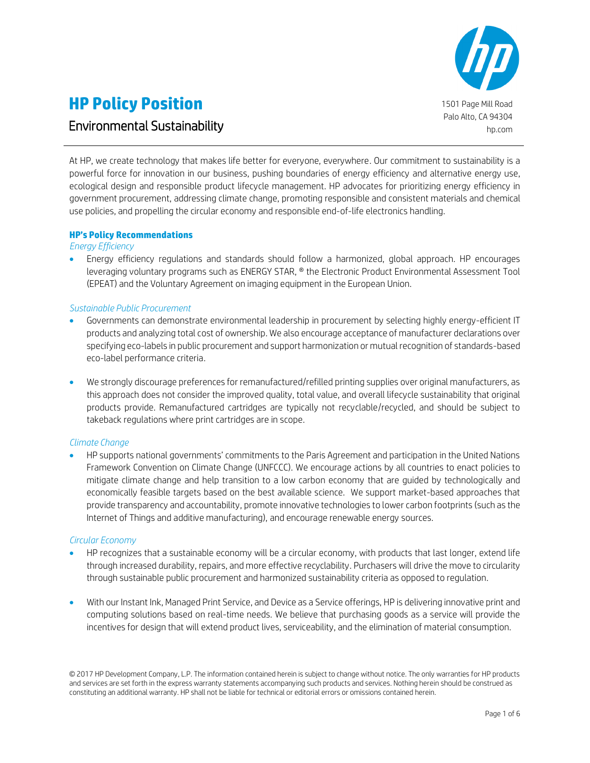# HP Policy Position

## Environmental Sustainability

1501 Page Mill Road
Palo Alto, CA 94304
hp.com

At HP, we create technology that makes life better for everyone, everywhere. Our commitment to sustainability is a powerful force for innovation in our business, pushing boundaries of energy efficiency and alternative energy use, ecological design and responsible product lifecycle management. HP advocates for prioritizing energy efficiency in government procurement, addressing climate change, promoting responsible and consistent materials and chemical use policies, and propelling the circular economy and responsible end-of-life electronics handling.

### HP's Policy Recommendations

*Energy Efficiency*

- Energy efficiency regulations and standards should follow a harmonized, global approach. HP encourages leveraging voluntary programs such as ENERGY STAR, ® the Electronic Product Environmental Assessment Tool (EPEAT) and the Voluntary Agreement on imaging equipment in the European Union.

*Sustainable Public Procurement*

- Governments can demonstrate environmental leadership in procurement by selecting highly energy-efficient IT products and analyzing total cost of ownership. We also encourage acceptance of manufacturer declarations over specifying eco-labels in public procurement and support harmonization or mutual recognition of standards-based eco-label performance criteria.

- We strongly discourage preferences for remanufactured/refilled printing supplies over original manufacturers, as this approach does not consider the improved quality, total value, and overall lifecycle sustainability that original products provide. Remanufactured cartridges are typically not recyclable/recycled, and should be subject to takeback regulations where print cartridges are in scope.

*Climate Change*

- HP supports national governments' commitments to the Paris Agreement and participation in the United Nations Framework Convention on Climate Change (UNFCCC). We encourage actions by all countries to enact policies to mitigate climate change and help transition to a low carbon economy that are guided by technologically and economically feasible targets based on the best available science. We support market-based approaches that provide transparency and accountability, promote innovative technologies to lower carbon footprints (such as the Internet of Things and additive manufacturing), and encourage renewable energy sources.

*Circular Economy*

- HP recognizes that a sustainable economy will be a circular economy, with products that last longer, extend life through increased durability, repairs, and more effective recyclability. Purchasers will drive the move to circularity through sustainable public procurement and harmonized sustainability criteria as opposed to regulation.

- With our Instant Ink, Managed Print Service, and Device as a Service offerings, HP is delivering innovative print and computing solutions based on real-time needs. We believe that purchasing goods as a service will provide the incentives for design that will extend product lives, serviceability, and the elimination of material consumption.

© 2017 HP Development Company, L.P. The information contained herein is subject to change without notice. The only warranties for HP products and services are set forth in the express warranty statements accompanying such products and services. Nothing herein should be construed as constituting an additional warranty. HP shall not be liable for technical or editorial errors or omissions contained herein.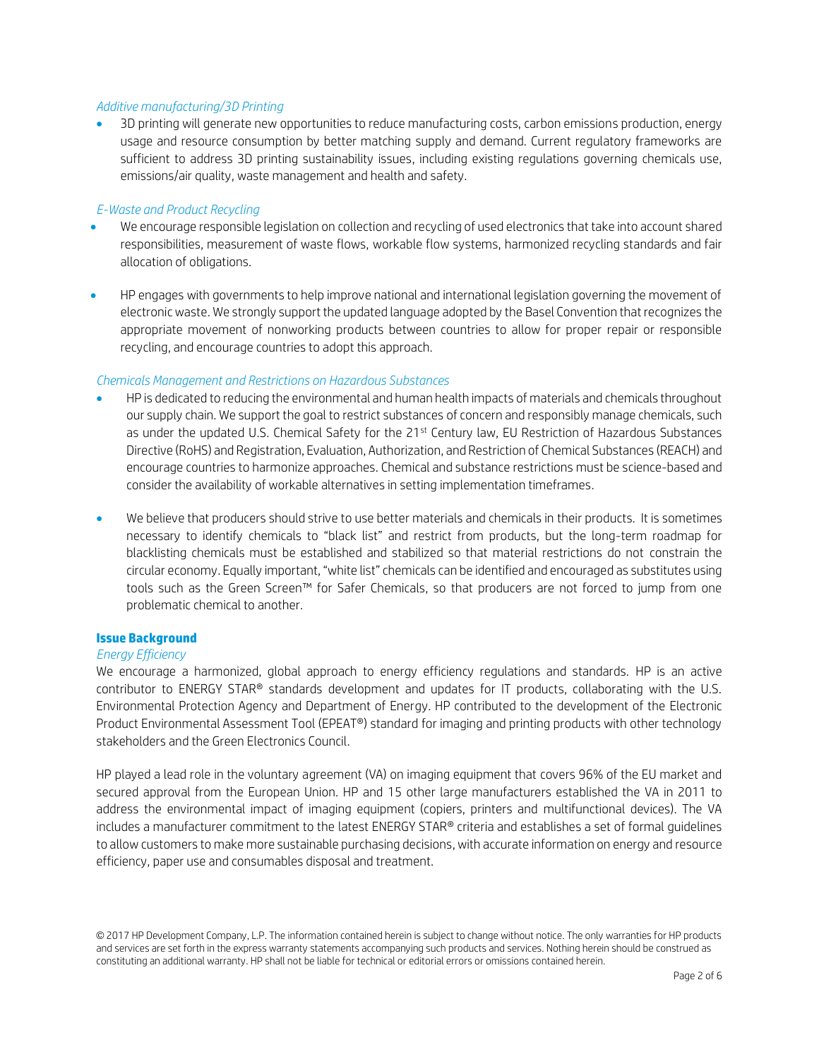*Additive manufacturing/3D Printing*

- 3D printing will generate new opportunities to reduce manufacturing costs, carbon emissions production, energy usage and resource consumption by better matching supply and demand. Current regulatory frameworks are sufficient to address 3D printing sustainability issues, including existing regulations governing chemicals use, emissions/air quality, waste management and health and safety.

*E-Waste and Product Recycling*

- We encourage responsible legislation on collection and recycling of used electronics that take into account shared responsibilities, measurement of waste flows, workable flow systems, harmonized recycling standards and fair allocation of obligations.

- HP engages with governments to help improve national and international legislation governing the movement of electronic waste. We strongly support the updated language adopted by the Basel Convention that recognizes the appropriate movement of nonworking products between countries to allow for proper repair or responsible recycling, and encourage countries to adopt this approach.

*Chemicals Management and Restrictions on Hazardous Substances*

- HP is dedicated to reducing the environmental and human health impacts of materials and chemicals throughout our supply chain. We support the goal to restrict substances of concern and responsibly manage chemicals, such as under the updated U.S. Chemical Safety for the 21st Century law, EU Restriction of Hazardous Substances Directive (RoHS) and Registration, Evaluation, Authorization, and Restriction of Chemical Substances (REACH) and encourage countries to harmonize approaches. Chemical and substance restrictions must be science-based and consider the availability of workable alternatives in setting implementation timeframes.

- We believe that producers should strive to use better materials and chemicals in their products. It is sometimes necessary to identify chemicals to "black list" and restrict from products, but the long-term roadmap for blacklisting chemicals must be established and stabilized so that material restrictions do not constrain the circular economy. Equally important, "white list" chemicals can be identified and encouraged as substitutes using tools such as the Green Screen™ for Safer Chemicals, so that producers are not forced to jump from one problematic chemical to another.

## Issue Background

*Energy Efficiency*

We encourage a harmonized, global approach to energy efficiency regulations and standards. HP is an active contributor to ENERGY STAR® standards development and updates for IT products, collaborating with the U.S. Environmental Protection Agency and Department of Energy. HP contributed to the development of the Electronic Product Environmental Assessment Tool (EPEAT®) standard for imaging and printing products with other technology stakeholders and the Green Electronics Council.

HP played a lead role in the voluntary agreement (VA) on imaging equipment that covers 96% of the EU market and secured approval from the European Union. HP and 15 other large manufacturers established the VA in 2011 to address the environmental impact of imaging equipment (copiers, printers and multifunctional devices). The VA includes a manufacturer commitment to the latest ENERGY STAR® criteria and establishes a set of formal guidelines to allow customers to make more sustainable purchasing decisions, with accurate information on energy and resource efficiency, paper use and consumables disposal and treatment.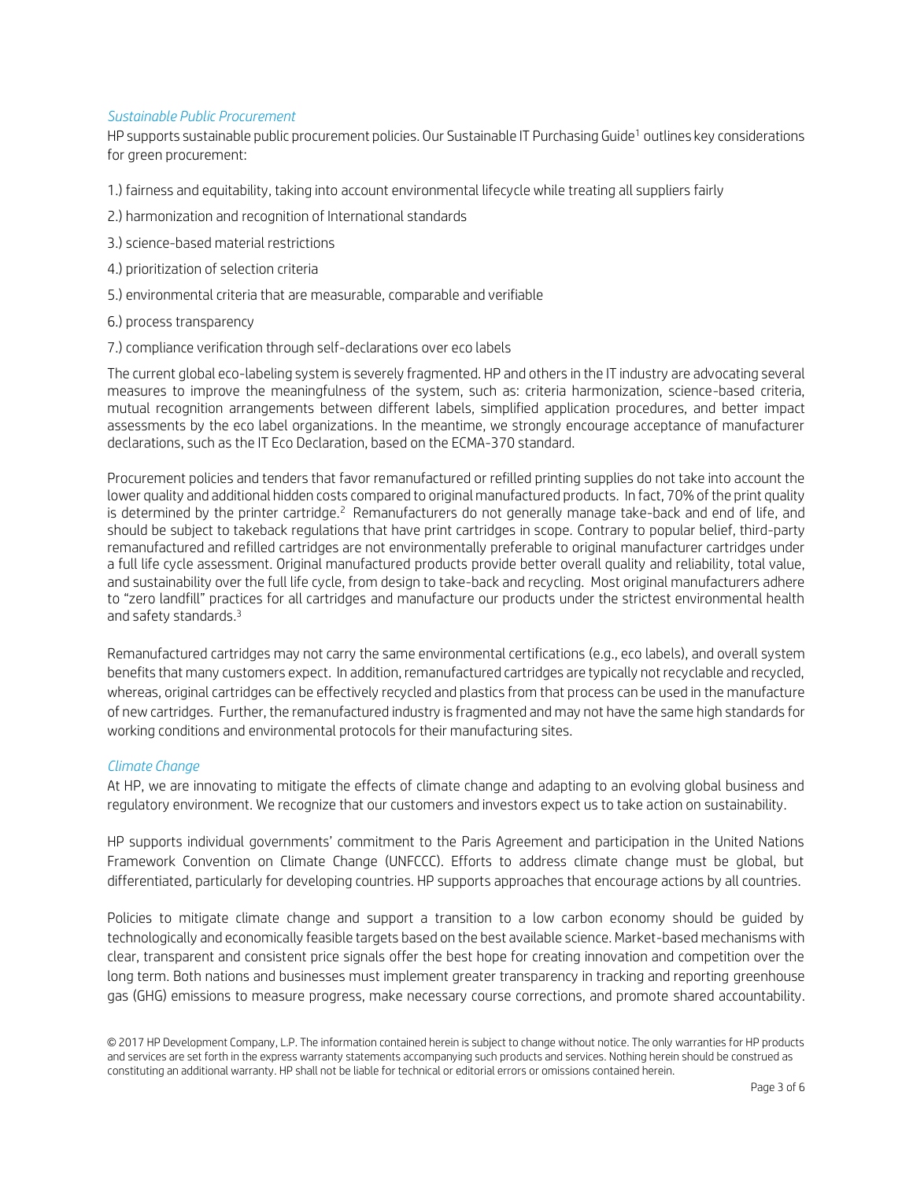### *Sustainable Public Procurement*

HP supports sustainable public procurement policies. Our Sustainable IT Purchasing Guide[1] outlines key considerations for green procurement:

1.) fairness and equitability, taking into account environmental lifecycle while treating all suppliers fairly

2.) harmonization and recognition of International standards

3.) science-based material restrictions

4.) prioritization of selection criteria

5.) environmental criteria that are measurable, comparable and verifiable

6.) process transparency

7.) compliance verification through self-declarations over eco labels

The current global eco-labeling system is severely fragmented. HP and others in the IT industry are advocating several measures to improve the meaningfulness of the system, such as: criteria harmonization, science-based criteria, mutual recognition arrangements between different labels, simplified application procedures, and better impact assessments by the eco label organizations. In the meantime, we strongly encourage acceptance of manufacturer declarations, such as the IT Eco Declaration, based on the ECMA-370 standard.

Procurement policies and tenders that favor remanufactured or refilled printing supplies do not take into account the lower quality and additional hidden costs compared to original manufactured products. In fact, 70% of the print quality is determined by the printer cartridge.[2] Remanufacturers do not generally manage take-back and end of life, and should be subject to takeback regulations that have print cartridges in scope. Contrary to popular belief, third-party remanufactured and refilled cartridges are not environmentally preferable to original manufacturer cartridges under a full life cycle assessment. Original manufactured products provide better overall quality and reliability, total value, and sustainability over the full life cycle, from design to take-back and recycling. Most original manufacturers adhere to "zero landfill" practices for all cartridges and manufacture our products under the strictest environmental health and safety standards.[3]

Remanufactured cartridges may not carry the same environmental certifications (e.g., eco labels), and overall system benefits that many customers expect. In addition, remanufactured cartridges are typically not recyclable and recycled, whereas, original cartridges can be effectively recycled and plastics from that process can be used in the manufacture of new cartridges. Further, the remanufactured industry is fragmented and may not have the same high standards for working conditions and environmental protocols for their manufacturing sites.

### *Climate Change*

At HP, we are innovating to mitigate the effects of climate change and adapting to an evolving global business and regulatory environment. We recognize that our customers and investors expect us to take action on sustainability.

HP supports individual governments' commitment to the Paris Agreement and participation in the United Nations Framework Convention on Climate Change (UNFCCC). Efforts to address climate change must be global, but differentiated, particularly for developing countries. HP supports approaches that encourage actions by all countries.

Policies to mitigate climate change and support a transition to a low carbon economy should be guided by technologically and economically feasible targets based on the best available science. Market-based mechanisms with clear, transparent and consistent price signals offer the best hope for creating innovation and competition over the long term. Both nations and businesses must implement greater transparency in tracking and reporting greenhouse gas (GHG) emissions to measure progress, make necessary course corrections, and promote shared accountability.

© 2017 HP Development Company, L.P. The information contained herein is subject to change without notice. The only warranties for HP products and services are set forth in the express warranty statements accompanying such products and services. Nothing herein should be construed as constituting an additional warranty. HP shall not be liable for technical or editorial errors or omissions contained herein.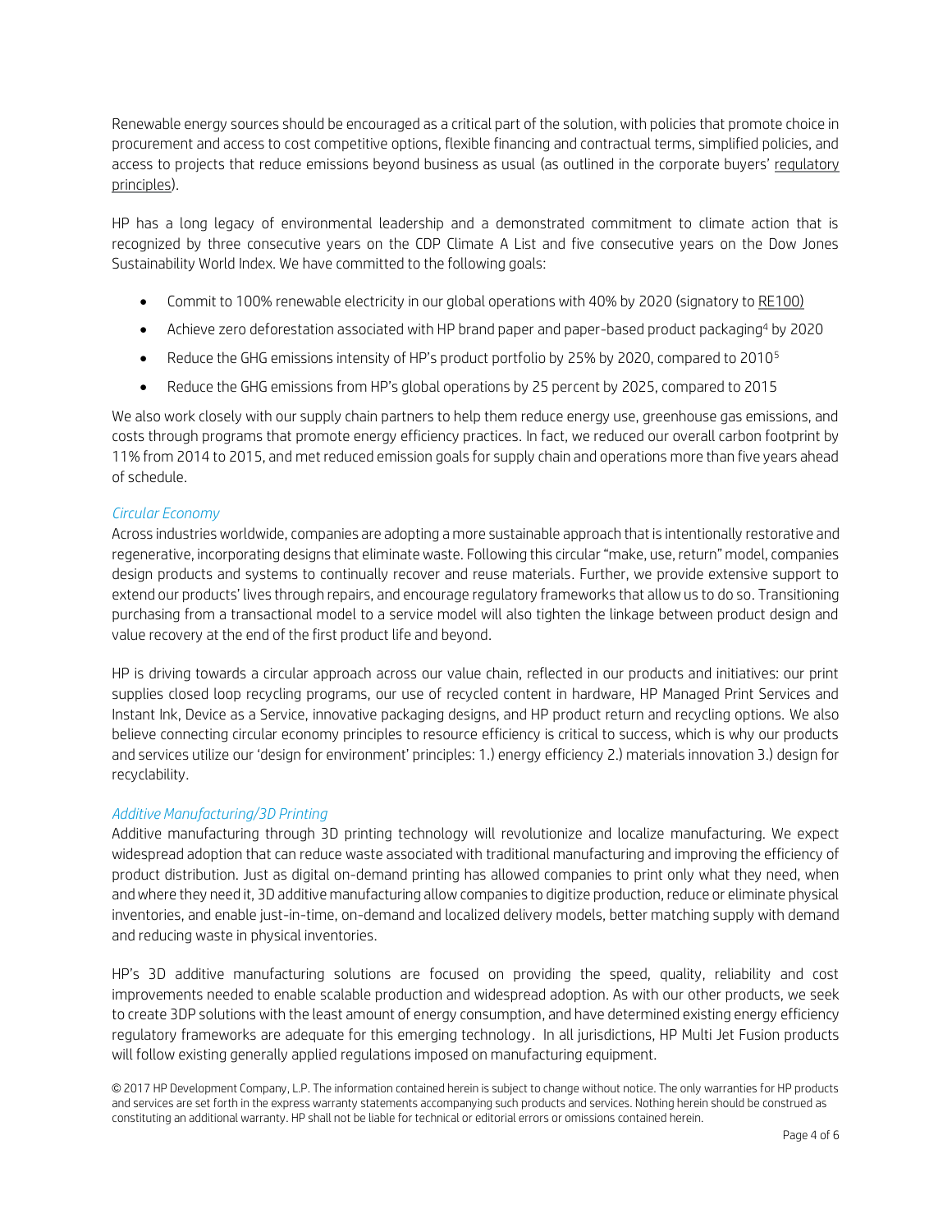Renewable energy sources should be encouraged as a critical part of the solution, with policies that promote choice in procurement and access to cost competitive options, flexible financing and contractual terms, simplified policies, and access to projects that reduce emissions beyond business as usual (as outlined in the corporate buyers' regulatory principles).

HP has a long legacy of environmental leadership and a demonstrated commitment to climate action that is recognized by three consecutive years on the CDP Climate A List and five consecutive years on the Dow Jones Sustainability World Index. We have committed to the following goals:

- Commit to 100% renewable electricity in our global operations with 40% by 2020 (signatory to RE100)
- Achieve zero deforestation associated with HP brand paper and paper-based product packaging[4] by 2020
- Reduce the GHG emissions intensity of HP's product portfolio by 25% by 2020, compared to 2010[5]
- Reduce the GHG emissions from HP's global operations by 25 percent by 2025, compared to 2015

We also work closely with our supply chain partners to help them reduce energy use, greenhouse gas emissions, and costs through programs that promote energy efficiency practices. In fact, we reduced our overall carbon footprint by 11% from 2014 to 2015, and met reduced emission goals for supply chain and operations more than five years ahead of schedule.

*Circular Economy*

Across industries worldwide, companies are adopting a more sustainable approach that is intentionally restorative and regenerative, incorporating designs that eliminate waste. Following this circular "make, use, return" model, companies design products and systems to continually recover and reuse materials. Further, we provide extensive support to extend our products' lives through repairs, and encourage regulatory frameworks that allow us to do so. Transitioning purchasing from a transactional model to a service model will also tighten the linkage between product design and value recovery at the end of the first product life and beyond.

HP is driving towards a circular approach across our value chain, reflected in our products and initiatives: our print supplies closed loop recycling programs, our use of recycled content in hardware, HP Managed Print Services and Instant Ink, Device as a Service, innovative packaging designs, and HP product return and recycling options. We also believe connecting circular economy principles to resource efficiency is critical to success, which is why our products and services utilize our 'design for environment' principles: 1.) energy efficiency 2.) materials innovation 3.) design for recyclability.

*Additive Manufacturing/3D Printing*

Additive manufacturing through 3D printing technology will revolutionize and localize manufacturing. We expect widespread adoption that can reduce waste associated with traditional manufacturing and improving the efficiency of product distribution. Just as digital on-demand printing has allowed companies to print only what they need, when and where they need it, 3D additive manufacturing allow companies to digitize production, reduce or eliminate physical inventories, and enable just-in-time, on-demand and localized delivery models, better matching supply with demand and reducing waste in physical inventories.

HP's 3D additive manufacturing solutions are focused on providing the speed, quality, reliability and cost improvements needed to enable scalable production and widespread adoption. As with our other products, we seek to create 3DP solutions with the least amount of energy consumption, and have determined existing energy efficiency regulatory frameworks are adequate for this emerging technology. In all jurisdictions, HP Multi Jet Fusion products will follow existing generally applied regulations imposed on manufacturing equipment.

© 2017 HP Development Company, L.P. The information contained herein is subject to change without notice. The only warranties for HP products and services are set forth in the express warranty statements accompanying such products and services. Nothing herein should be construed as constituting an additional warranty. HP shall not be liable for technical or editorial errors or omissions contained herein.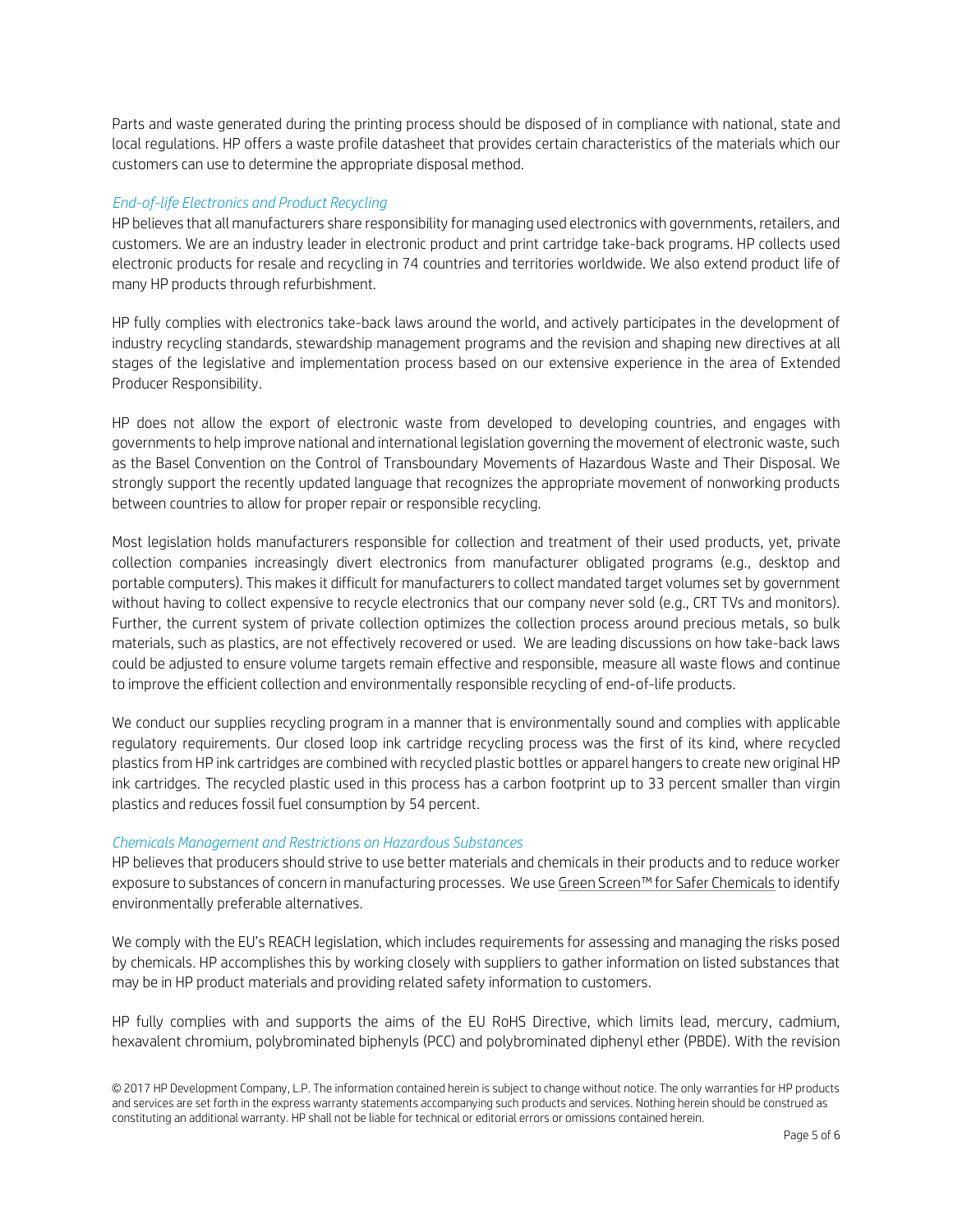Parts and waste generated during the printing process should be disposed of in compliance with national, state and local regulations. HP offers a waste profile datasheet that provides certain characteristics of the materials which our customers can use to determine the appropriate disposal method.

### *End-of-life Electronics and Product Recycling*

HP believes that all manufacturers share responsibility for managing used electronics with governments, retailers, and customers. We are an industry leader in electronic product and print cartridge take-back programs. HP collects used electronic products for resale and recycling in 74 countries and territories worldwide. We also extend product life of many HP products through refurbishment.

HP fully complies with electronics take-back laws around the world, and actively participates in the development of industry recycling standards, stewardship management programs and the revision and shaping new directives at all stages of the legislative and implementation process based on our extensive experience in the area of Extended Producer Responsibility.

HP does not allow the export of electronic waste from developed to developing countries, and engages with governments to help improve national and international legislation governing the movement of electronic waste, such as the Basel Convention on the Control of Transboundary Movements of Hazardous Waste and Their Disposal. We strongly support the recently updated language that recognizes the appropriate movement of nonworking products between countries to allow for proper repair or responsible recycling.

Most legislation holds manufacturers responsible for collection and treatment of their used products, yet, private collection companies increasingly divert electronics from manufacturer obligated programs (e.g., desktop and portable computers). This makes it difficult for manufacturers to collect mandated target volumes set by government without having to collect expensive to recycle electronics that our company never sold (e.g., CRT TVs and monitors). Further, the current system of private collection optimizes the collection process around precious metals, so bulk materials, such as plastics, are not effectively recovered or used. We are leading discussions on how take-back laws could be adjusted to ensure volume targets remain effective and responsible, measure all waste flows and continue to improve the efficient collection and environmentally responsible recycling of end-of-life products.

We conduct our supplies recycling program in a manner that is environmentally sound and complies with applicable regulatory requirements. Our closed loop ink cartridge recycling process was the first of its kind, where recycled plastics from HP ink cartridges are combined with recycled plastic bottles or apparel hangers to create new original HP ink cartridges. The recycled plastic used in this process has a carbon footprint up to 33 percent smaller than virgin plastics and reduces fossil fuel consumption by 54 percent.

### *Chemicals Management and Restrictions on Hazardous Substances*

HP believes that producers should strive to use better materials and chemicals in their products and to reduce worker exposure to substances of concern in manufacturing processes. We use Green Screen™ for Safer Chemicals to identify environmentally preferable alternatives.

We comply with the EU's REACH legislation, which includes requirements for assessing and managing the risks posed by chemicals. HP accomplishes this by working closely with suppliers to gather information on listed substances that may be in HP product materials and providing related safety information to customers.

HP fully complies with and supports the aims of the EU RoHS Directive, which limits lead, mercury, cadmium, hexavalent chromium, polybrominated biphenyls (PCC) and polybrominated diphenyl ether (PBDE). With the revision

© 2017 HP Development Company, L.P. The information contained herein is subject to change without notice. The only warranties for HP products and services are set forth in the express warranty statements accompanying such products and services. Nothing herein should be construed as constituting an additional warranty. HP shall not be liable for technical or editorial errors or omissions contained herein.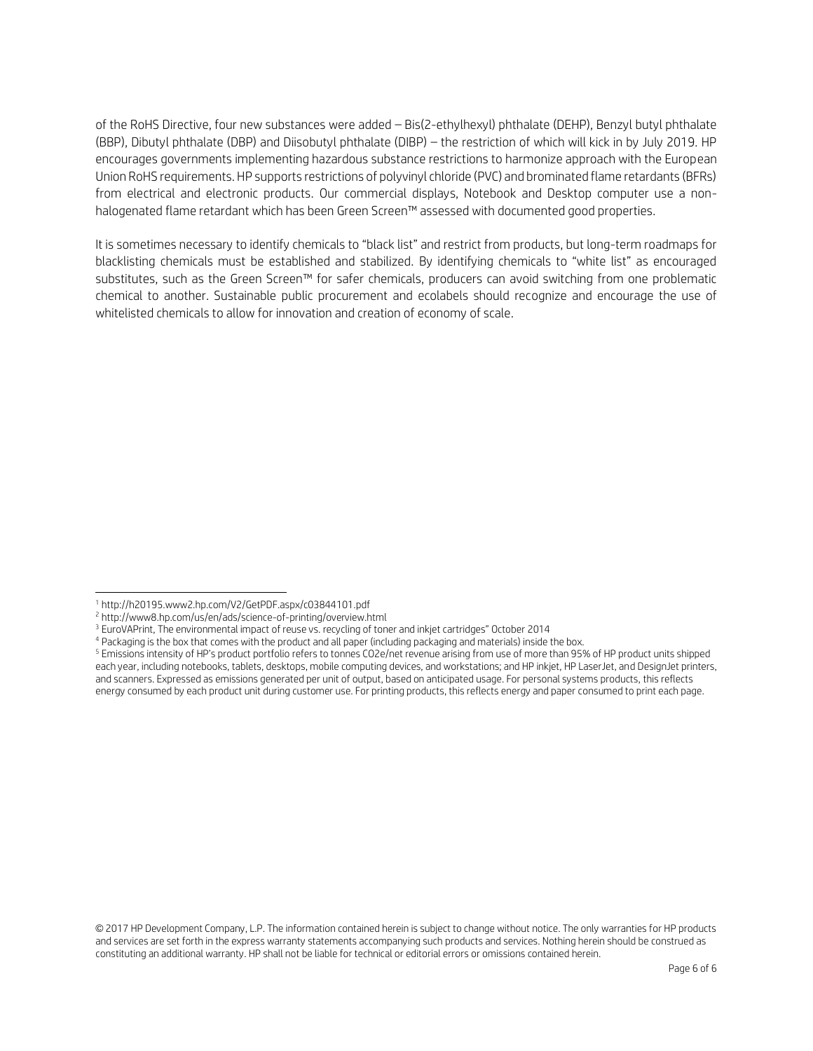of the RoHS Directive, four new substances were added – Bis(2-ethylhexyl) phthalate (DEHP), Benzyl butyl phthalate (BBP), Dibutyl phthalate (DBP) and Diisobutyl phthalate (DIBP) – the restriction of which will kick in by July 2019. HP encourages governments implementing hazardous substance restrictions to harmonize approach with the European Union RoHS requirements. HP supports restrictions of polyvinyl chloride (PVC) and brominated flame retardants (BFRs) from electrical and electronic products. Our commercial displays, Notebook and Desktop computer use a non-halogenated flame retardant which has been Green Screen™ assessed with documented good properties.

It is sometimes necessary to identify chemicals to "black list" and restrict from products, but long-term roadmaps for blacklisting chemicals must be established and stabilized. By identifying chemicals to "white list" as encouraged substitutes, such as the Green Screen™ for safer chemicals, producers can avoid switching from one problematic chemical to another. Sustainable public procurement and ecolabels should recognize and encourage the use of whitelisted chemicals to allow for innovation and creation of economy of scale.

---

[1] http://h20195.www2.hp.com/V2/GetPDF.aspx/c03844101.pdf

[2] http://www8.hp.com/us/en/ads/science-of-printing/overview.html

[3] EuroVAPrint, The environmental impact of reuse vs. recycling of toner and inkjet cartridges" October 2014

[4] Packaging is the box that comes with the product and all paper (including packaging and materials) inside the box.

[5] Emissions intensity of HP's product portfolio refers to tonnes CO2e/net revenue arising from use of more than 95% of HP product units shipped each year, including notebooks, tablets, desktops, mobile computing devices, and workstations; and HP inkjet, HP LaserJet, and DesignJet printers, and scanners. Expressed as emissions generated per unit of output, based on anticipated usage. For personal systems products, this reflects energy consumed by each product unit during customer use. For printing products, this reflects energy and paper consumed to print each page.

© 2017 HP Development Company, L.P. The information contained herein is subject to change without notice. The only warranties for HP products and services are set forth in the express warranty statements accompanying such products and services. Nothing herein should be construed as constituting an additional warranty. HP shall not be liable for technical or editorial errors or omissions contained herein.